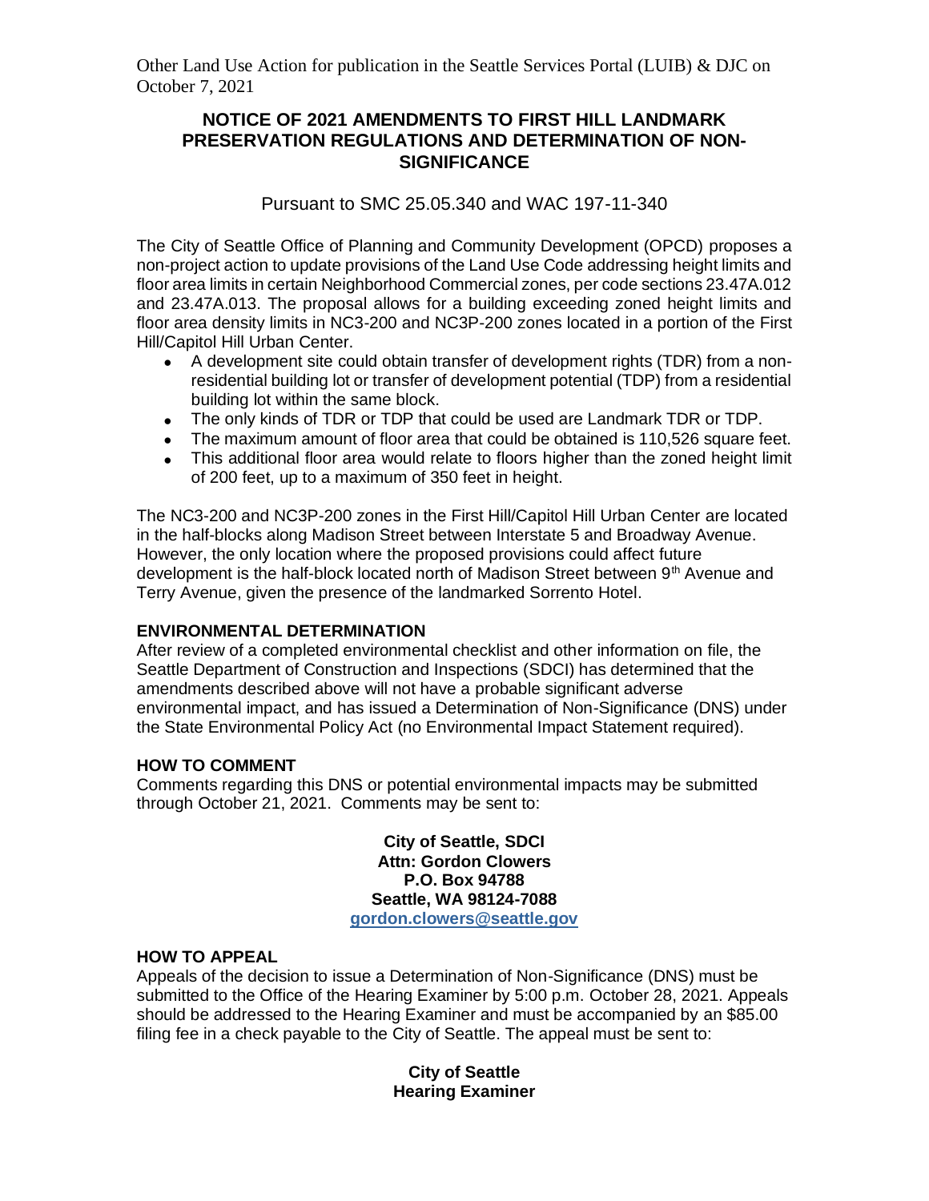Other Land Use Action for publication in the Seattle Services Portal (LUIB) & DJC on October 7, 2021

## NOTICE OF 2021 AMENDMENTS TO FIRST HILL LANDMARK PRESERVATION REGULATIONS AND DETERMINATION OF NON-SIGNIFICANCE

Pursuant to SMC 25.05.340 and WAC 197-11-340

The City of Seattle Office of Planning and Community Development (OPCD) proposes a non-project action to update provisions of the Land Use Code addressing height limits and floor area limits in certain Neighborhood Commercial zones, per code sections 23.47A.012 and 23.47A.013. The proposal allows for a building exceeding zoned height limits and floor area density limits in NC3-200 and NC3P-200 zones located in a portion of the First Hill/Capitol Hill Urban Center.

- A development site could obtain transfer of development rights (TDR) from a non-residential building lot or transfer of development potential (TDP) from a residential building lot within the same block.
- The only kinds of TDR or TDP that could be used are Landmark TDR or TDP.
- The maximum amount of floor area that could be obtained is 110,526 square feet.
- This additional floor area would relate to floors higher than the zoned height limit of 200 feet, up to a maximum of 350 feet in height.

The NC3-200 and NC3P-200 zones in the First Hill/Capitol Hill Urban Center are located in the half-blocks along Madison Street between Interstate 5 and Broadway Avenue. However, the only location where the proposed provisions could affect future development is the half-block located north of Madison Street between 9th Avenue and Terry Avenue, given the presence of the landmarked Sorrento Hotel.

### ENVIRONMENTAL DETERMINATION

After review of a completed environmental checklist and other information on file, the Seattle Department of Construction and Inspections (SDCI) has determined that the amendments described above will not have a probable significant adverse environmental impact, and has issued a Determination of Non-Significance (DNS) under the State Environmental Policy Act (no Environmental Impact Statement required).

### HOW TO COMMENT

Comments regarding this DNS or potential environmental impacts may be submitted through October 21, 2021. Comments may be sent to:

**City of Seattle, SDCI**
**Attn: Gordon Clowers**
**P.O. Box 94788**
**Seattle, WA 98124-7088**
**gordon.clowers@seattle.gov**

### HOW TO APPEAL

Appeals of the decision to issue a Determination of Non-Significance (DNS) must be submitted to the Office of the Hearing Examiner by 5:00 p.m. October 28, 2021. Appeals should be addressed to the Hearing Examiner and must be accompanied by an $85.00 filing fee in a check payable to the City of Seattle. The appeal must be sent to:

**City of Seattle**
**Hearing Examiner**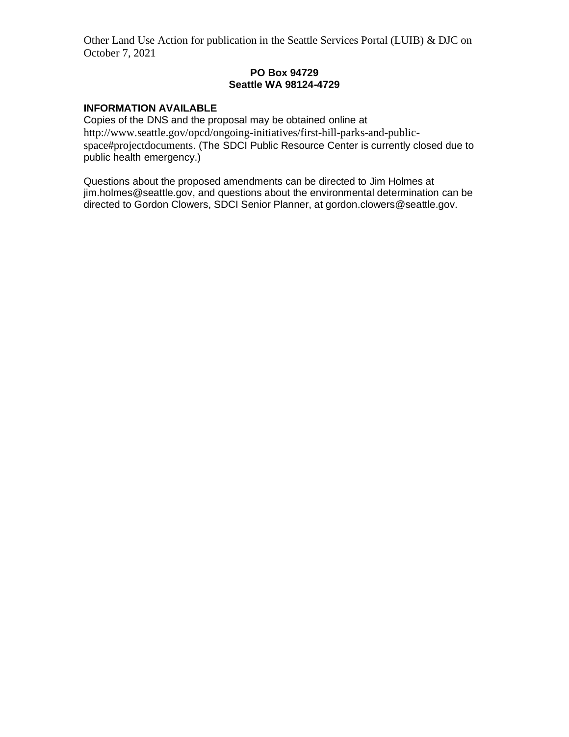**PO Box 94729**
**Seattle WA 98124-4729**

**INFORMATION AVAILABLE**

Copies of the DNS and the proposal may be obtained online at http://www.seattle.gov/opcd/ongoing-initiatives/first-hill-parks-and-public-space#projectdocuments. (The SDCI Public Resource Center is currently closed due to public health emergency.)

Questions about the proposed amendments can be directed to Jim Holmes at jim.holmes@seattle.gov, and questions about the environmental determination can be directed to Gordon Clowers, SDCI Senior Planner, at gordon.clowers@seattle.gov.